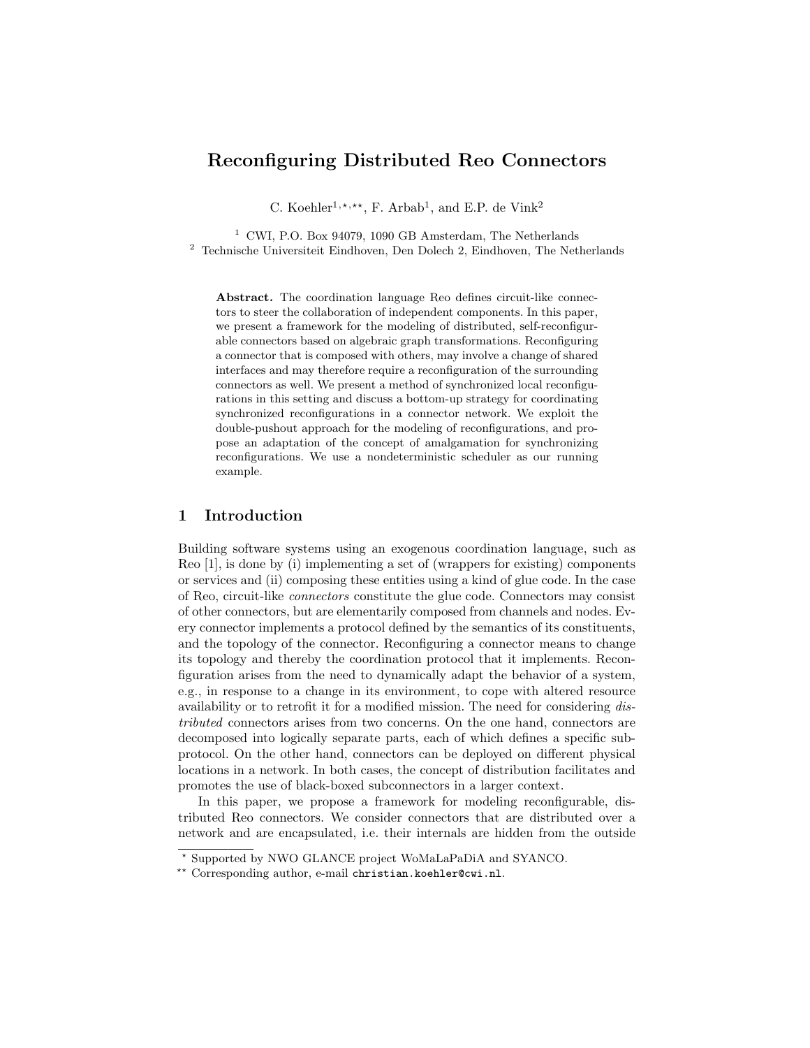# Reconfiguring Distributed Reo Connectors

C. Koehler[1,*,**], F. Arbab[1], and E.P. de Vink[2]

[1] CWI, P.O. Box 94079, 1090 GB Amsterdam, The Netherlands
[2] Technische Universiteit Eindhoven, Den Dolech 2, Eindhoven, The Netherlands

**Abstract.** The coordination language Reo defines circuit-like connectors to steer the collaboration of independent components. In this paper, we present a framework for the modeling of distributed, self-reconfigurable connectors based on algebraic graph transformations. Reconfiguring a connector that is composed with others, may involve a change of shared interfaces and may therefore require a reconfiguration of the surrounding connectors as well. We present a method of synchronized local reconfigurations in this setting and discuss a bottom-up strategy for coordinating synchronized reconfigurations in a connector network. We exploit the double-pushout approach for the modeling of reconfigurations, and propose an adaptation of the concept of amalgamation for synchronizing reconfigurations. We use a nondeterministic scheduler as our running example.

## 1 Introduction

Building software systems using an exogenous coordination language, such as Reo [1], is done by (i) implementing a set of (wrappers for existing) components or services and (ii) composing these entities using a kind of glue code. In the case of Reo, circuit-like *connectors* constitute the glue code. Connectors may consist of other connectors, but are elementarily composed from channels and nodes. Every connector implements a protocol defined by the semantics of its constituents, and the topology of the connector. Reconfiguring a connector means to change its topology and thereby the coordination protocol that it implements. Reconfiguration arises from the need to dynamically adapt the behavior of a system, e.g., in response to a change in its environment, to cope with altered resource availability or to retrofit it for a modified mission. The need for considering *distributed* connectors arises from two concerns. On the one hand, connectors are decomposed into logically separate parts, each of which defines a specific subprotocol. On the other hand, connectors can be deployed on different physical locations in a network. In both cases, the concept of distribution facilitates and promotes the use of black-boxed subconnectors in a larger context.

In this paper, we propose a framework for modeling reconfigurable, distributed Reo connectors. We consider connectors that are distributed over a network and are encapsulated, i.e. their internals are hidden from the outside

* Supported by NWO GLANCE project WoMaLaPaDiA and SYANCO.
** Corresponding author, e-mail christian.koehler@cwi.nl.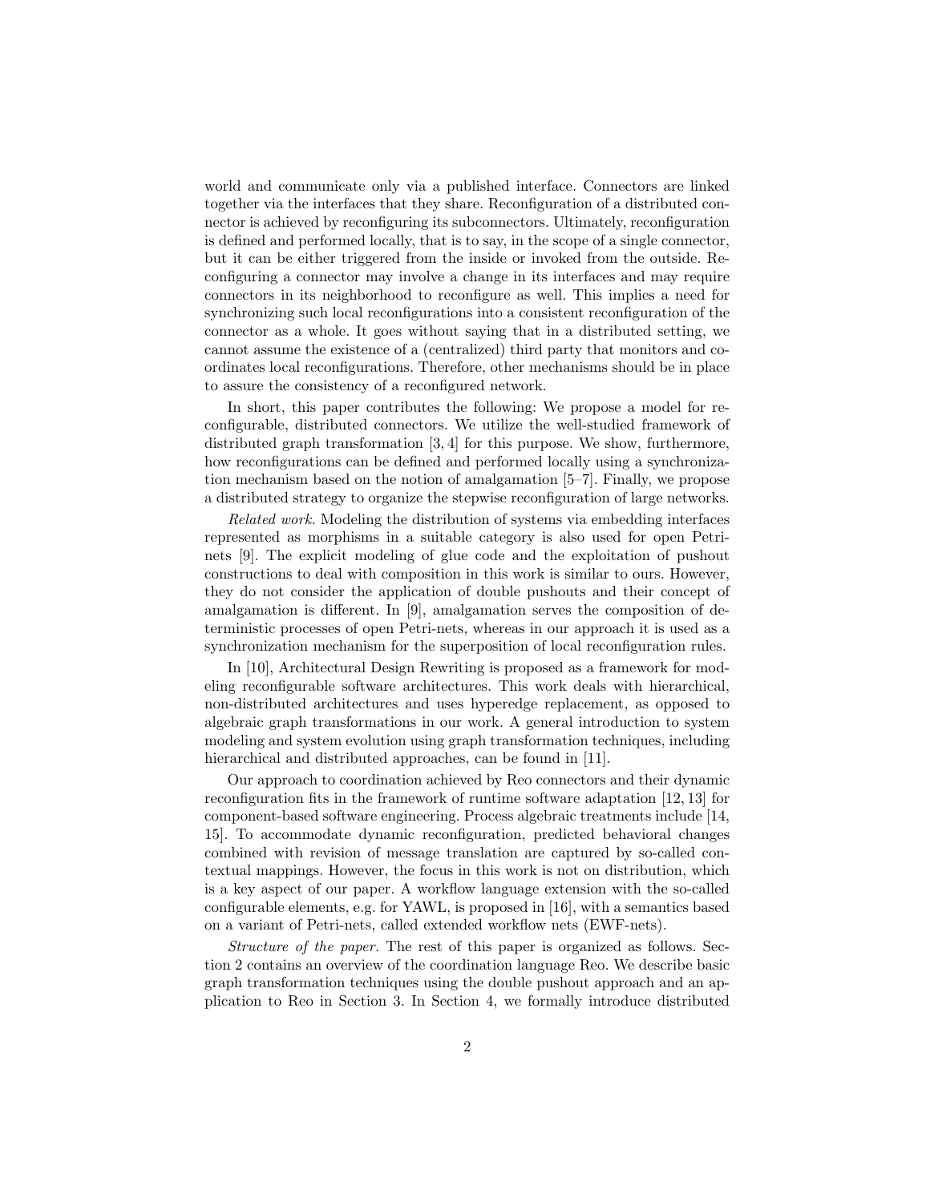world and communicate only via a published interface. Connectors are linked together via the interfaces that they share. Reconfiguration of a distributed connector is achieved by reconfiguring its subconnectors. Ultimately, reconfiguration is defined and performed locally, that is to say, in the scope of a single connector, but it can be either triggered from the inside or invoked from the outside. Reconfiguring a connector may involve a change in its interfaces and may require connectors in its neighborhood to reconfigure as well. This implies a need for synchronizing such local reconfigurations into a consistent reconfiguration of the connector as a whole. It goes without saying that in a distributed setting, we cannot assume the existence of a (centralized) third party that monitors and coordinates local reconfigurations. Therefore, other mechanisms should be in place to assure the consistency of a reconfigured network.

In short, this paper contributes the following: We propose a model for reconfigurable, distributed connectors. We utilize the well-studied framework of distributed graph transformation [3, 4] for this purpose. We show, furthermore, how reconfigurations can be defined and performed locally using a synchronization mechanism based on the notion of amalgamation [5–7]. Finally, we propose a distributed strategy to organize the stepwise reconfiguration of large networks.

*Related work.* Modeling the distribution of systems via embedding interfaces represented as morphisms in a suitable category is also used for open Petri-nets [9]. The explicit modeling of glue code and the exploitation of pushout constructions to deal with composition in this work is similar to ours. However, they do not consider the application of double pushouts and their concept of amalgamation is different. In [9], amalgamation serves the composition of deterministic processes of open Petri-nets, whereas in our approach it is used as a synchronization mechanism for the superposition of local reconfiguration rules.

In [10], Architectural Design Rewriting is proposed as a framework for modeling reconfigurable software architectures. This work deals with hierarchical, non-distributed architectures and uses hyperedge replacement, as opposed to algebraic graph transformations in our work. A general introduction to system modeling and system evolution using graph transformation techniques, including hierarchical and distributed approaches, can be found in [11].

Our approach to coordination achieved by Reo connectors and their dynamic reconfiguration fits in the framework of runtime software adaptation [12, 13] for component-based software engineering. Process algebraic treatments include [14, 15]. To accommodate dynamic reconfiguration, predicted behavioral changes combined with revision of message translation are captured by so-called contextual mappings. However, the focus in this work is not on distribution, which is a key aspect of our paper. A workflow language extension with the so-called configurable elements, e.g. for YAWL, is proposed in [16], with a semantics based on a variant of Petri-nets, called extended workflow nets (EWF-nets).

*Structure of the paper.* The rest of this paper is organized as follows. Section 2 contains an overview of the coordination language Reo. We describe basic graph transformation techniques using the double pushout approach and an application to Reo in Section 3. In Section 4, we formally introduce distributed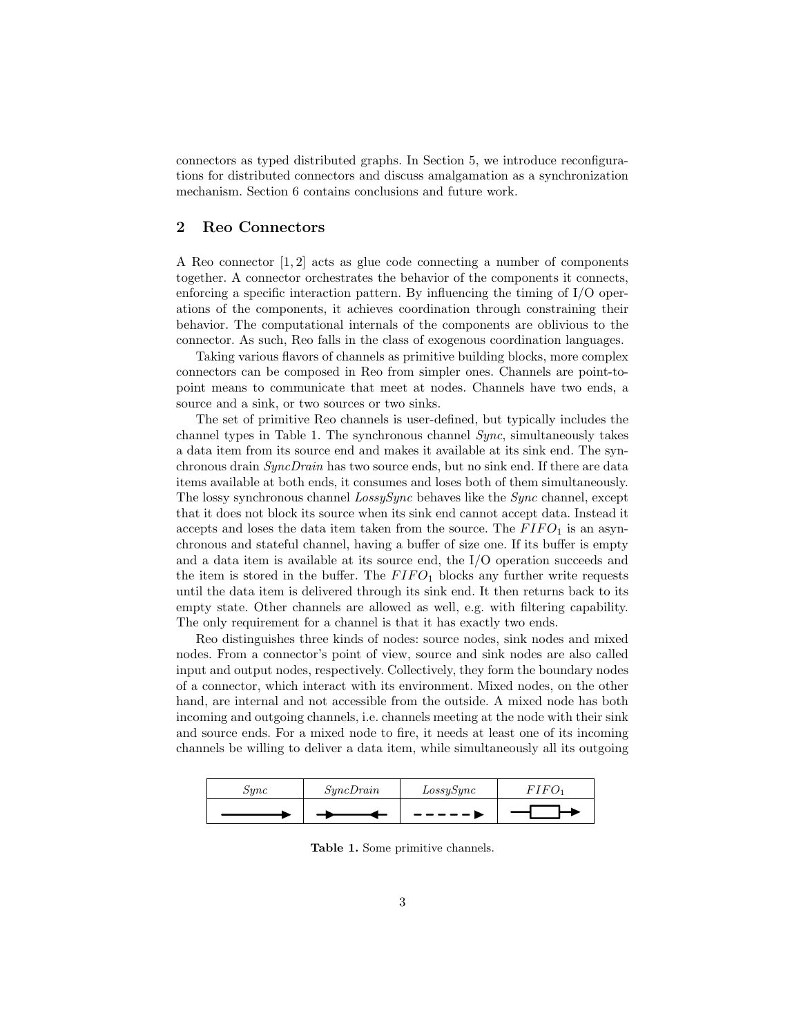connectors as typed distributed graphs. In Section 5, we introduce reconfigurations for distributed connectors and discuss amalgamation as a synchronization mechanism. Section 6 contains conclusions and future work.

## 2 Reo Connectors

A Reo connector [1, 2] acts as glue code connecting a number of components together. A connector orchestrates the behavior of the components it connects, enforcing a specific interaction pattern. By influencing the timing of I/O operations of the components, it achieves coordination through constraining their behavior. The computational internals of the components are oblivious to the connector. As such, Reo falls in the class of exogenous coordination languages.

Taking various flavors of channels as primitive building blocks, more complex connectors can be composed in Reo from simpler ones. Channels are point-to-point means to communicate that meet at nodes. Channels have two ends, a source and a sink, or two sources or two sinks.

The set of primitive Reo channels is user-defined, but typically includes the channel types in Table 1. The synchronous channel *Sync*, simultaneously takes a data item from its source end and makes it available at its sink end. The synchronous drain *SyncDrain* has two source ends, but no sink end. If there are data items available at both ends, it consumes and loses both of them simultaneously. The lossy synchronous channel *LossySync* behaves like the *Sync* channel, except that it does not block its source when its sink end cannot accept data. Instead it accepts and loses the data item taken from the source. The $FIFO_1$ is an asynchronous and stateful channel, having a buffer of size one. If its buffer is empty and a data item is available at its source end, the I/O operation succeeds and the item is stored in the buffer. The $FIFO_1$ blocks any further write requests until the data item is delivered through its sink end. It then returns back to its empty state. Other channels are allowed as well, e.g. with filtering capability. The only requirement for a channel is that it has exactly two ends.

Reo distinguishes three kinds of nodes: source nodes, sink nodes and mixed nodes. From a connector's point of view, source and sink nodes are also called input and output nodes, respectively. Collectively, they form the boundary nodes of a connector, which interact with its environment. Mixed nodes, on the other hand, are internal and not accessible from the outside. A mixed node has both incoming and outgoing channels, i.e. channels meeting at the node with their sink and source ends. For a mixed node to fire, it needs at least one of its incoming channels be willing to deliver a data item, while simultaneously all its outgoing

| *Sync* | *SyncDrain* | *LossySync* | $FIFO_1$ |
|---|---|---|---|
| ⟶ | ⟶⟵ | - - - - -▶ | —▭→ |

**Table 1.** Some primitive channels.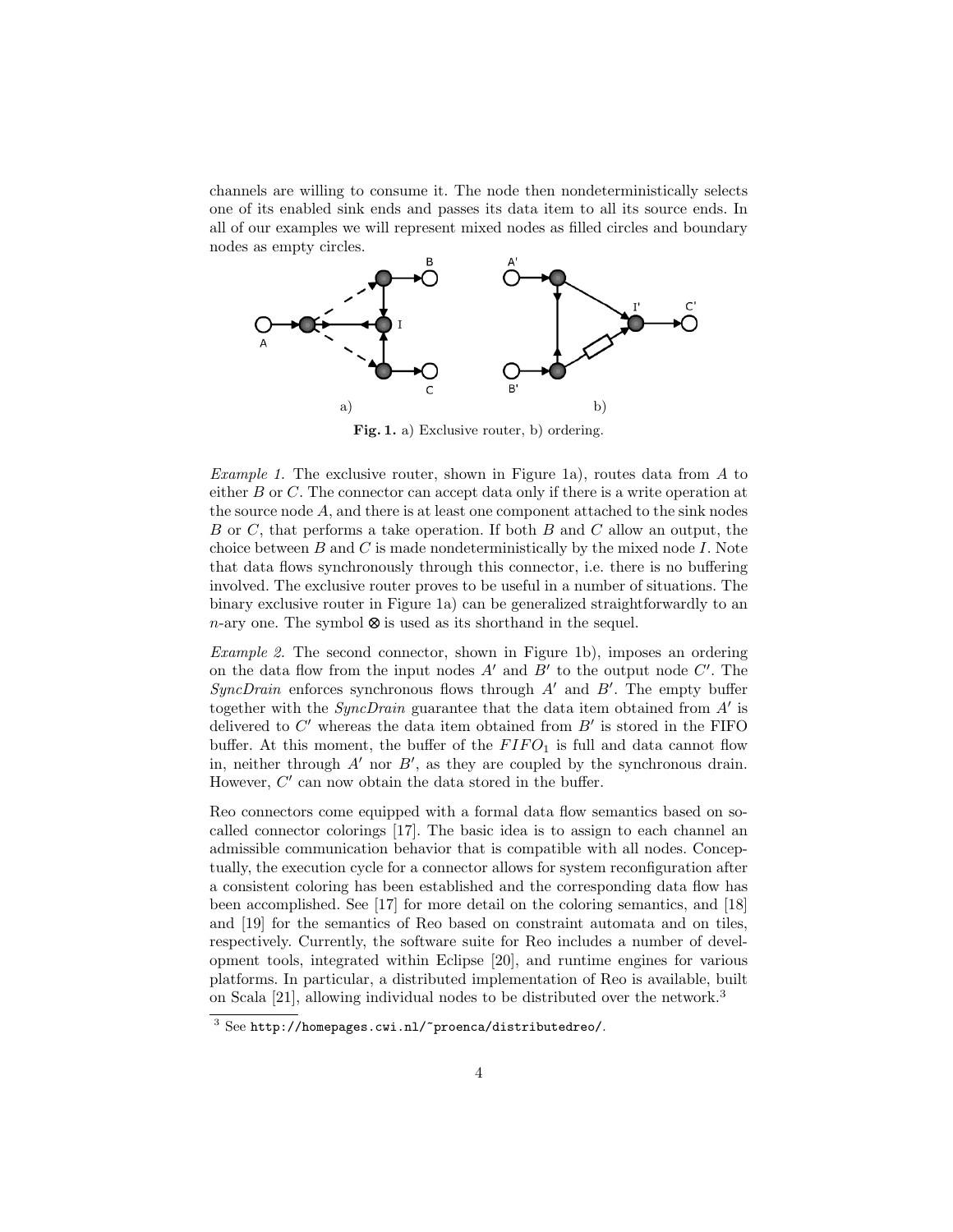channels are willing to consume it. The node then nondeterministically selects one of its enabled sink ends and passes its data item to all its source ends. In all of our examples we will represent mixed nodes as filled circles and boundary nodes as empty circles.

**Fig. 1.** a) Exclusive router, b) ordering.

*Example 1.* The exclusive router, shown in Figure 1a), routes data from $A$ to either $B$ or $C$. The connector can accept data only if there is a write operation at the source node $A$, and there is at least one component attached to the sink nodes $B$ or $C$, that performs a take operation. If both $B$ and $C$ allow an output, the choice between $B$ and $C$ is made nondeterministically by the mixed node $I$. Note that data flows synchronously through this connector, i.e. there is no buffering involved. The exclusive router proves to be useful in a number of situations. The binary exclusive router in Figure 1a) can be generalized straightforwardly to an $n$-ary one. The symbol $\otimes$ is used as its shorthand in the sequel.

*Example 2.* The second connector, shown in Figure 1b), imposes an ordering on the data flow from the input nodes $A'$ and $B'$ to the output node $C'$. The *SyncDrain* enforces synchronous flows through $A'$ and $B'$. The empty buffer together with the *SyncDrain* guarantee that the data item obtained from $A'$ is delivered to $C'$ whereas the data item obtained from $B'$ is stored in the FIFO buffer. At this moment, the buffer of the $FIFO_1$ is full and data cannot flow in, neither through $A'$ nor $B'$, as they are coupled by the synchronous drain. However, $C'$ can now obtain the data stored in the buffer.

Reo connectors come equipped with a formal data flow semantics based on so-called connector colorings [17]. The basic idea is to assign to each channel an admissible communication behavior that is compatible with all nodes. Conceptually, the execution cycle for a connector allows for system reconfiguration after a consistent coloring has been established and the corresponding data flow has been accomplished. See [17] for more detail on the coloring semantics, and [18] and [19] for the semantics of Reo based on constraint automata and on tiles, respectively. Currently, the software suite for Reo includes a number of development tools, integrated within Eclipse [20], and runtime engines for various platforms. In particular, a distributed implementation of Reo is available, built on Scala [21], allowing individual nodes to be distributed over the network.[3]

[3] See http://homepages.cwi.nl/~proenca/distributedreo/.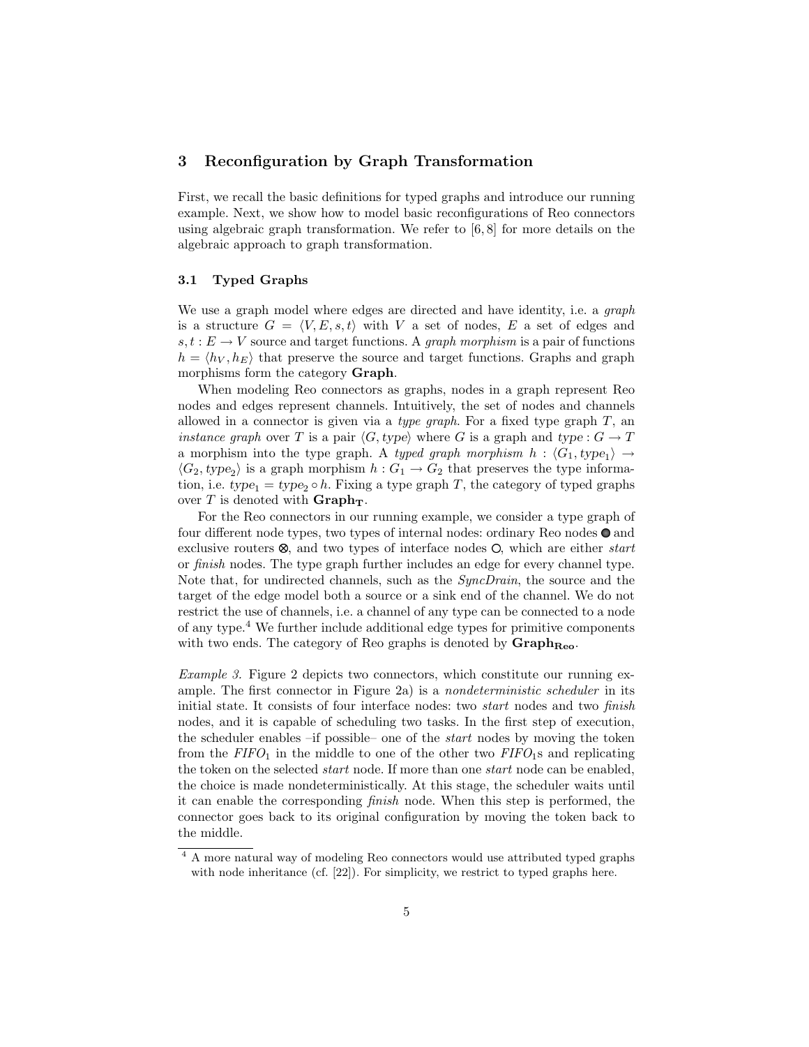## 3 Reconfiguration by Graph Transformation

First, we recall the basic definitions for typed graphs and introduce our running example. Next, we show how to model basic reconfigurations of Reo connectors using algebraic graph transformation. We refer to [6, 8] for more details on the algebraic approach to graph transformation.

### 3.1 Typed Graphs

We use a graph model where edges are directed and have identity, i.e. a *graph* is a structure $G = \langle V, E, s, t \rangle$ with $V$ a set of nodes, $E$ a set of edges and $s, t : E \to V$ source and target functions. A *graph morphism* is a pair of functions $h = \langle h_V, h_E \rangle$ that preserve the source and target functions. Graphs and graph morphisms form the category **Graph**.

When modeling Reo connectors as graphs, nodes in a graph represent Reo nodes and edges represent channels. Intuitively, the set of nodes and channels allowed in a connector is given via a *type graph*. For a fixed type graph $T$, an *instance graph* over $T$ is a pair $\langle G, type \rangle$ where $G$ is a graph and $type : G \to T$ a morphism into the type graph. A *typed graph morphism* $h : \langle G_1, type_1 \rangle \to \langle G_2, type_2 \rangle$ is a graph morphism $h : G_1 \to G_2$ that preserves the type information, i.e. $type_1 = type_2 \circ h$. Fixing a type graph $T$, the category of typed graphs over $T$ is denoted with $\mathbf{Graph_T}$.

For the Reo connectors in our running example, we consider a type graph of four different node types, two types of internal nodes: ordinary Reo nodes ● and exclusive routers ⊗, and two types of interface nodes ○, which are either *start* or *finish* nodes. The type graph further includes an edge for every channel type. Note that, for undirected channels, such as the *SyncDrain*, the source and the target of the edge model both a source or a sink end of the channel. We do not restrict the use of channels, i.e. a channel of any type can be connected to a node of any type.[4] We further include additional edge types for primitive components with two ends. The category of Reo graphs is denoted by $\mathbf{Graph_{Reo}}$.

*Example 3.* Figure 2 depicts two connectors, which constitute our running example. The first connector in Figure 2a) is a *nondeterministic scheduler* in its initial state. It consists of four interface nodes: two *start* nodes and two *finish* nodes, and it is capable of scheduling two tasks. In the first step of execution, the scheduler enables –if possible– one of the *start* nodes by moving the token from the $FIFO_1$ in the middle to one of the other two $FIFO_1$s and replicating the token on the selected *start* node. If more than one *start* node can be enabled, the choice is made nondeterministically. At this stage, the scheduler waits until it can enable the corresponding *finish* node. When this step is performed, the connector goes back to its original configuration by moving the token back to the middle.

[4] A more natural way of modeling Reo connectors would use attributed typed graphs with node inheritance (cf. [22]). For simplicity, we restrict to typed graphs here.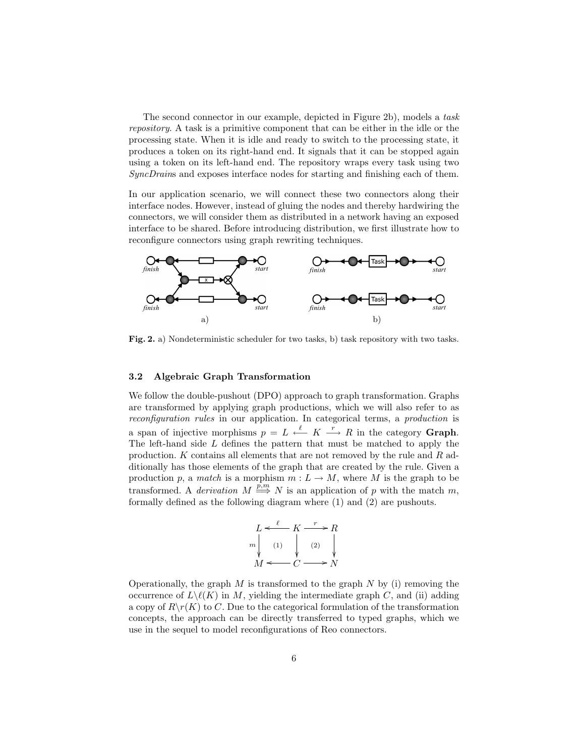The second connector in our example, depicted in Figure 2b), models a *task repository*. A task is a primitive component that can be either in the idle or the processing state. When it is idle and ready to switch to the processing state, it produces a token on its right-hand end. It signals that it can be stopped again using a token on its left-hand end. The repository wraps every task using two *SyncDrain*s and exposes interface nodes for starting and finishing each of them.

In our application scenario, we will connect these two connectors along their interface nodes. However, instead of gluing the nodes and thereby hardwiring the connectors, we will consider them as distributed in a network having an exposed interface to be shared. Before introducing distribution, we first illustrate how to reconfigure connectors using graph rewriting techniques.

**Fig. 2.** a) Nondeterministic scheduler for two tasks, b) task repository with two tasks.

### 3.2 Algebraic Graph Transformation

We follow the double-pushout (DPO) approach to graph transformation. Graphs are transformed by applying graph productions, which we will also refer to as *reconfiguration rules* in our application. In categorical terms, a *production* is a span of injective morphisms $p = L \overset{\ell}{\longleftarrow} K \overset{r}{\longrightarrow} R$ in the category **Graph**. The left-hand side $L$ defines the pattern that must be matched to apply the production. $K$ contains all elements that are not removed by the rule and $R$ additionally has those elements of the graph that are created by the rule. Given a production $p$, a *match* is a morphism $m : L \to M$, where $M$ is the graph to be transformed. A *derivation* $M \overset{p,m}{\Longrightarrow} N$ is an application of $p$ with the match $m$, formally defined as the following diagram where (1) and (2) are pushouts.

$$
\begin{array}{ccccc}
L & \overset{\ell}{\longleftarrow} & K & \overset{r}{\longrightarrow} & R \\
{\scriptstyle m}\downarrow & (1) & \downarrow & (2) & \downarrow \\
M & \longleftarrow & C & \longrightarrow & N
\end{array}
$$

Operationally, the graph $M$ is transformed to the graph $N$ by (i) removing the occurrence of $L \backslash \ell(K)$ in $M$, yielding the intermediate graph $C$, and (ii) adding a copy of $R \backslash r(K)$ to $C$. Due to the categorical formulation of the transformation concepts, the approach can be directly transferred to typed graphs, which we use in the sequel to model reconfigurations of Reo connectors.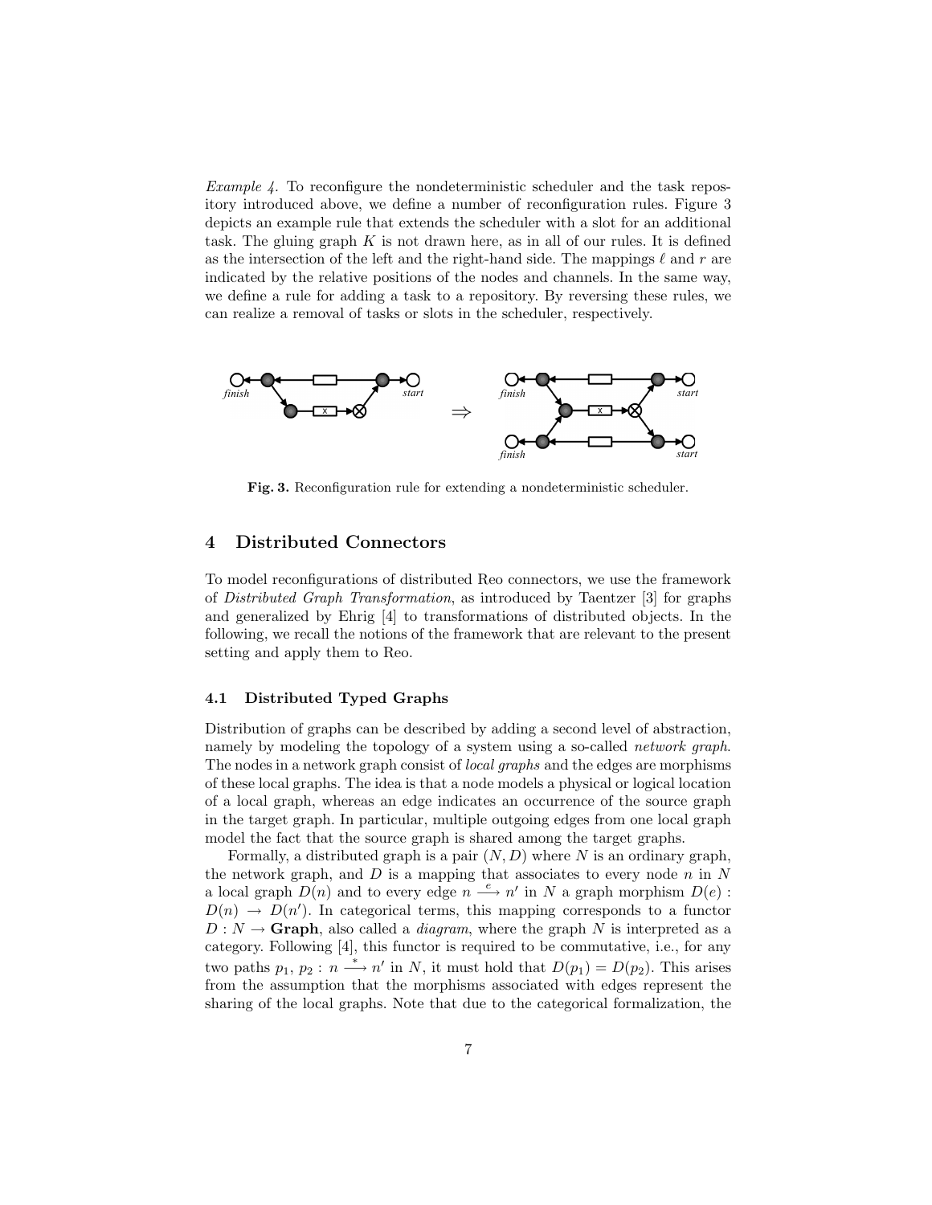*Example 4.* To reconfigure the nondeterministic scheduler and the task repository introduced above, we define a number of reconfiguration rules. Figure 3 depicts an example rule that extends the scheduler with a slot for an additional task. The gluing graph $K$ is not drawn here, as in all of our rules. It is defined as the intersection of the left and the right-hand side. The mappings $\ell$ and $r$ are indicated by the relative positions of the nodes and channels. In the same way, we define a rule for adding a task to a repository. By reversing these rules, we can realize a removal of tasks or slots in the scheduler, respectively.

**Fig. 3.** Reconfiguration rule for extending a nondeterministic scheduler.

## 4 Distributed Connectors

To model reconfigurations of distributed Reo connectors, we use the framework of *Distributed Graph Transformation*, as introduced by Taentzer [3] for graphs and generalized by Ehrig [4] to transformations of distributed objects. In the following, we recall the notions of the framework that are relevant to the present setting and apply them to Reo.

### 4.1 Distributed Typed Graphs

Distribution of graphs can be described by adding a second level of abstraction, namely by modeling the topology of a system using a so-called *network graph*. The nodes in a network graph consist of *local graphs* and the edges are morphisms of these local graphs. The idea is that a node models a physical or logical location of a local graph, whereas an edge indicates an occurrence of the source graph in the target graph. In particular, multiple outgoing edges from one local graph model the fact that the source graph is shared among the target graphs.

Formally, a distributed graph is a pair $(N, D)$ where $N$ is an ordinary graph, the network graph, and $D$ is a mapping that associates to every node $n$ in $N$ a local graph $D(n)$ and to every edge $n \xrightarrow{e} n'$ in $N$ a graph morphism $D(e) : D(n) \to D(n')$. In categorical terms, this mapping corresponds to a functor $D : N \to \mathbf{Graph}$, also called a *diagram*, where the graph $N$ is interpreted as a category. Following [4], this functor is required to be commutative, i.e., for any two paths $p_1, p_2 : n \xrightarrow{*} n'$ in $N$, it must hold that $D(p_1) = D(p_2)$. This arises from the assumption that the morphisms associated with edges represent the sharing of the local graphs. Note that due to the categorical formalization, the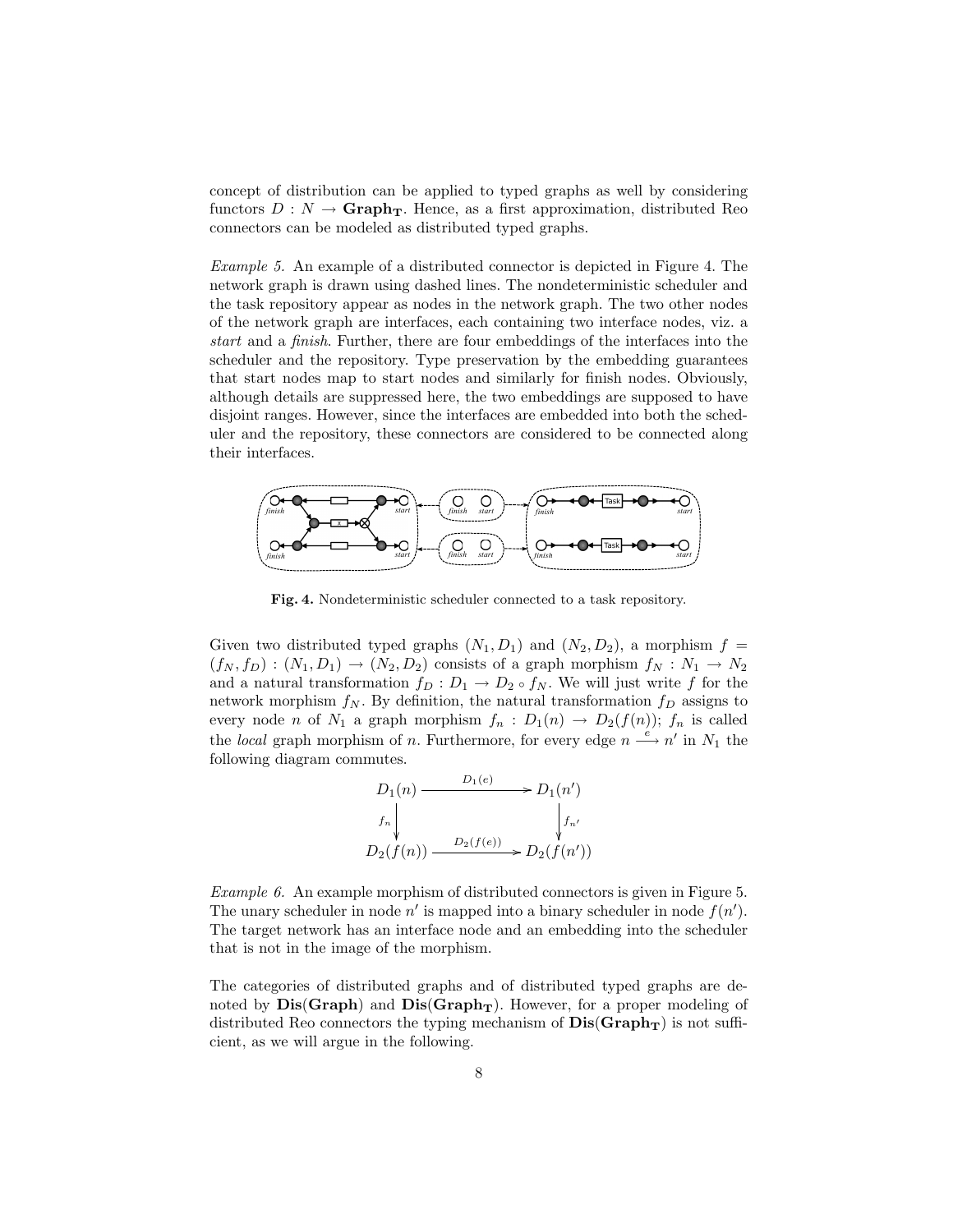concept of distribution can be applied to typed graphs as well by considering functors $D : N \to \mathbf{Graph_T}$. Hence, as a first approximation, distributed Reo connectors can be modeled as distributed typed graphs.

*Example 5.* An example of a distributed connector is depicted in Figure 4. The network graph is drawn using dashed lines. The nondeterministic scheduler and the task repository appear as nodes in the network graph. The two other nodes of the network graph are interfaces, each containing two interface nodes, viz. a *start* and a *finish*. Further, there are four embeddings of the interfaces into the scheduler and the repository. Type preservation by the embedding guarantees that start nodes map to start nodes and similarly for finish nodes. Obviously, although details are suppressed here, the two embeddings are supposed to have disjoint ranges. However, since the interfaces are embedded into both the scheduler and the repository, these connectors are considered to be connected along their interfaces.

**Fig. 4.** Nondeterministic scheduler connected to a task repository.

Given two distributed typed graphs $(N_1, D_1)$ and $(N_2, D_2)$, a morphism $f = (f_N, f_D) : (N_1, D_1) \to (N_2, D_2)$ consists of a graph morphism $f_N : N_1 \to N_2$ and a natural transformation $f_D : D_1 \to D_2 \circ f_N$. We will just write $f$ for the network morphism $f_N$. By definition, the natural transformation $f_D$ assigns to every node $n$ of $N_1$ a graph morphism $f_n : D_1(n) \to D_2(f(n))$; $f_n$ is called the *local* graph morphism of $n$. Furthermore, for every edge $n \xrightarrow{e} n'$ in $N_1$ the following diagram commutes.

$$\begin{array}{ccc} D_1(n) & \xrightarrow{D_1(e)} & D_1(n') \\ \downarrow{\scriptstyle f_n} & & \downarrow{\scriptstyle f_{n'}} \\ D_2(f(n)) & \xrightarrow{D_2(f(e))} & D_2(f(n')) \end{array}$$

*Example 6.* An example morphism of distributed connectors is given in Figure 5. The unary scheduler in node $n'$ is mapped into a binary scheduler in node $f(n')$. The target network has an interface node and an embedding into the scheduler that is not in the image of the morphism.

The categories of distributed graphs and of distributed typed graphs are denoted by $\mathbf{Dis}(\mathbf{Graph})$ and $\mathbf{Dis}(\mathbf{Graph_T})$. However, for a proper modeling of distributed Reo connectors the typing mechanism of $\mathbf{Dis}(\mathbf{Graph_T})$ is not sufficient, as we will argue in the following.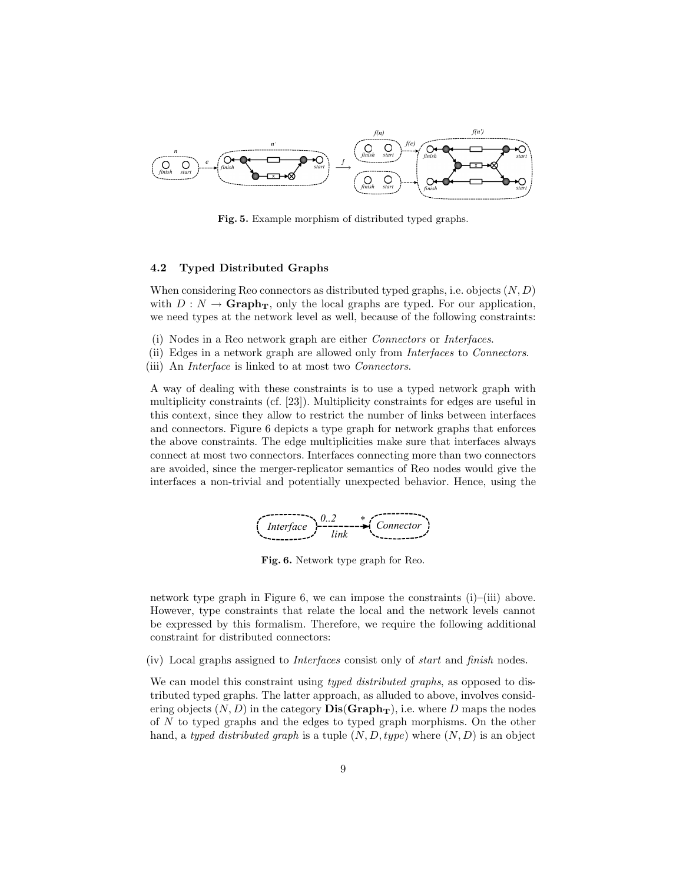Fig. 5. Example morphism of distributed typed graphs.

### 4.2 Typed Distributed Graphs

When considering Reo connectors as distributed typed graphs, i.e. objects $(N, D)$ with $D : N \to \mathbf{Graph_T}$, only the local graphs are typed. For our application, we need types at the network level as well, because of the following constraints:

(i) Nodes in a Reo network graph are either *Connectors* or *Interfaces*.
(ii) Edges in a network graph are allowed only from *Interfaces* to *Connectors*.
(iii) An *Interface* is linked to at most two *Connectors*.

A way of dealing with these constraints is to use a typed network graph with multiplicity constraints (cf. [23]). Multiplicity constraints for edges are useful in this context, since they allow to restrict the number of links between interfaces and connectors. Figure 6 depicts a type graph for network graphs that enforces the above constraints. The edge multiplicities make sure that interfaces always connect at most two connectors. Interfaces connecting more than two connectors are avoided, since the merger-replicator semantics of Reo nodes would give the interfaces a non-trivial and potentially unexpected behavior. Hence, using the network type graph in Figure 6, we can impose the constraints (i)–(iii) above. However, type constraints that relate the local and the network levels cannot be expressed by this formalism. Therefore, we require the following additional constraint for distributed connectors:

Fig. 6. Network type graph for Reo.

(iv) Local graphs assigned to *Interfaces* consist only of *start* and *finish* nodes.

We can model this constraint using *typed distributed graphs*, as opposed to distributed typed graphs. The latter approach, as alluded to above, involves considering objects $(N, D)$ in the category $\mathbf{Dis}(\mathbf{Graph_T})$, i.e. where $D$ maps the nodes of $N$ to typed graphs and the edges to typed graph morphisms. On the other hand, a *typed distributed graph* is a tuple $(N, D, type)$ where $(N, D)$ is an object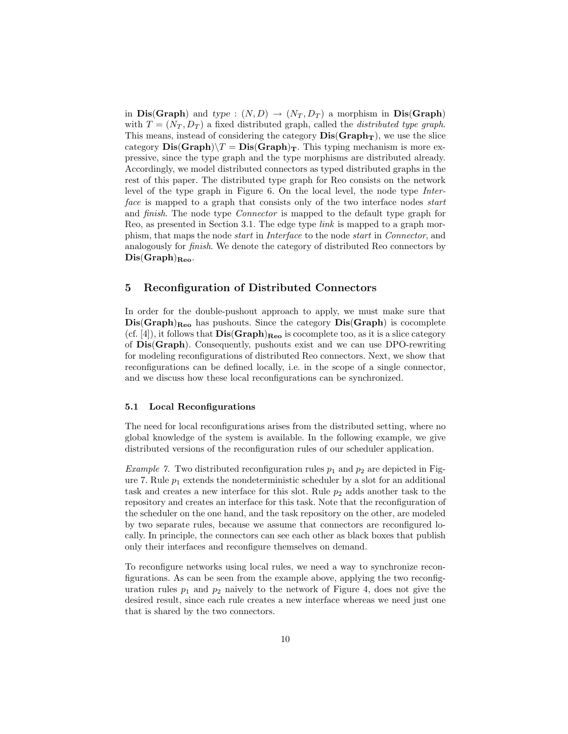in **Dis**(**Graph**) and *type* : $(N, D) \rightarrow (N_T, D_T)$ a morphism in **Dis**(**Graph**) with $T = (N_T, D_T)$ a fixed distributed graph, called the *distributed type graph*. This means, instead of considering the category $\mathbf{Dis}(\mathbf{Graph_T})$, we use the slice category $\mathbf{Dis}(\mathbf{Graph})\backslash T = \mathbf{Dis}(\mathbf{Graph})_\mathbf{T}$. This typing mechanism is more expressive, since the type graph and the type morphisms are distributed already. Accordingly, we model distributed connectors as typed distributed graphs in the rest of this paper. The distributed type graph for Reo consists on the network level of the type graph in Figure 6. On the local level, the node type *Interface* is mapped to a graph that consists only of the two interface nodes *start* and *finish*. The node type *Connector* is mapped to the default type graph for Reo, as presented in Section 3.1. The edge type *link* is mapped to a graph morphism, that maps the node *start* in *Interface* to the node *start* in *Connector*, and analogously for *finish*. We denote the category of distributed Reo connectors by $\mathbf{Dis}(\mathbf{Graph})_\mathbf{Reo}$.

## 5 Reconfiguration of Distributed Connectors

In order for the double-pushout approach to apply, we must make sure that $\mathbf{Dis}(\mathbf{Graph})_\mathbf{Reo}$ has pushouts. Since the category **Dis**(**Graph**) is cocomplete (cf. [4]), it follows that $\mathbf{Dis}(\mathbf{Graph})_\mathbf{Reo}$ is cocomplete too, as it is a slice category of **Dis**(**Graph**). Consequently, pushouts exist and we can use DPO-rewriting for modeling reconfigurations of distributed Reo connectors. Next, we show that reconfigurations can be defined locally, i.e. in the scope of a single connector, and we discuss how these local reconfigurations can be synchronized.

### 5.1 Local Reconfigurations

The need for local reconfigurations arises from the distributed setting, where no global knowledge of the system is available. In the following example, we give distributed versions of the reconfiguration rules of our scheduler application.

*Example 7.* Two distributed reconfiguration rules $p_1$ and $p_2$ are depicted in Figure 7. Rule $p_1$ extends the nondeterministic scheduler by a slot for an additional task and creates a new interface for this slot. Rule $p_2$ adds another task to the repository and creates an interface for this task. Note that the reconfiguration of the scheduler on the one hand, and the task repository on the other, are modeled by two separate rules, because we assume that connectors are reconfigured locally. In principle, the connectors can see each other as black boxes that publish only their interfaces and reconfigure themselves on demand.

To reconfigure networks using local rules, we need a way to synchronize reconfigurations. As can be seen from the example above, applying the two reconfiguration rules $p_1$ and $p_2$ naively to the network of Figure 4, does not give the desired result, since each rule creates a new interface whereas we need just one that is shared by the two connectors.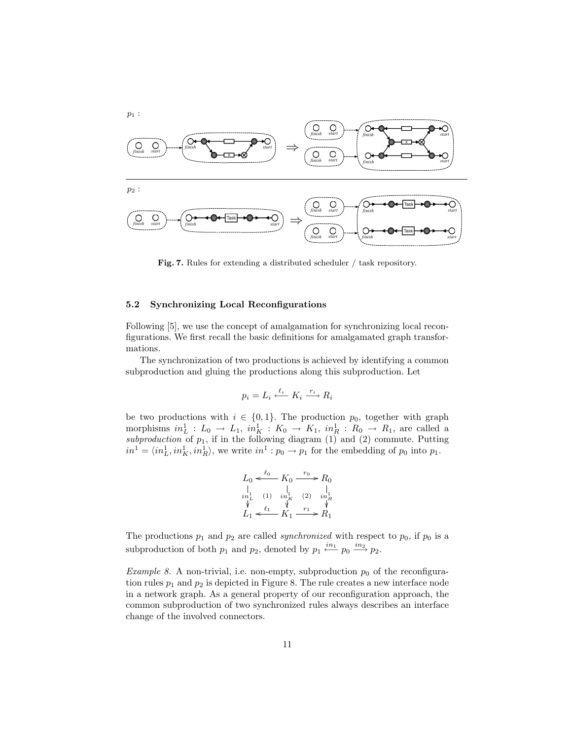$p_1$ :

$p_2$ :

**Fig. 7.** Rules for extending a distributed scheduler / task repository.

### 5.2 Synchronizing Local Reconfigurations

Following [5], we use the concept of amalgamation for synchronizing local reconfigurations. We first recall the basic definitions for amalgamated graph transformations.

The synchronization of two productions is achieved by identifying a common subproduction and gluing the productions along this subproduction. Let

$$p_i = L_i \xleftarrow{\ell_i} K_i \xrightarrow{r_i} R_i$$

be two productions with $i \in \{0, 1\}$. The production $p_0$, together with graph morphisms $in^1_L : L_0 \to L_1$, $in^1_K : K_0 \to K_1$, $in^1_R : R_0 \to R_1$, are called a *subproduction* of $p_1$, if in the following diagram (1) and (2) commute. Putting $in^1 = \langle in^1_L, in^1_K, in^1_R \rangle$, we write $in^1 : p_0 \to p_1$ for the embedding of $p_0$ into $p_1$.

$$\begin{array}{ccccc} L_0 & \xleftarrow{\ell_0} & K_0 & \xrightarrow{r_0} & R_0 \\ \downarrow{\scriptstyle in^1_L} & (1) & \downarrow{\scriptstyle in^1_K} & (2) & \downarrow{\scriptstyle in^1_R} \\ L_1 & \xleftarrow{\ell_1} & K_1 & \xrightarrow{r_1} & R_1 \end{array}$$

The productions $p_1$ and $p_2$ are called *synchronized* with respect to $p_0$, if $p_0$ is a subproduction of both $p_1$ and $p_2$, denoted by $p_1 \xleftarrow{in_1} p_0 \xrightarrow{in_2} p_2$.

*Example 8.* A non-trivial, i.e. non-empty, subproduction $p_0$ of the reconfiguration rules $p_1$ and $p_2$ is depicted in Figure 8. The rule creates a new interface node in a network graph. As a general property of our reconfiguration approach, the common subproduction of two synchronized rules always describes an interface change of the involved connectors.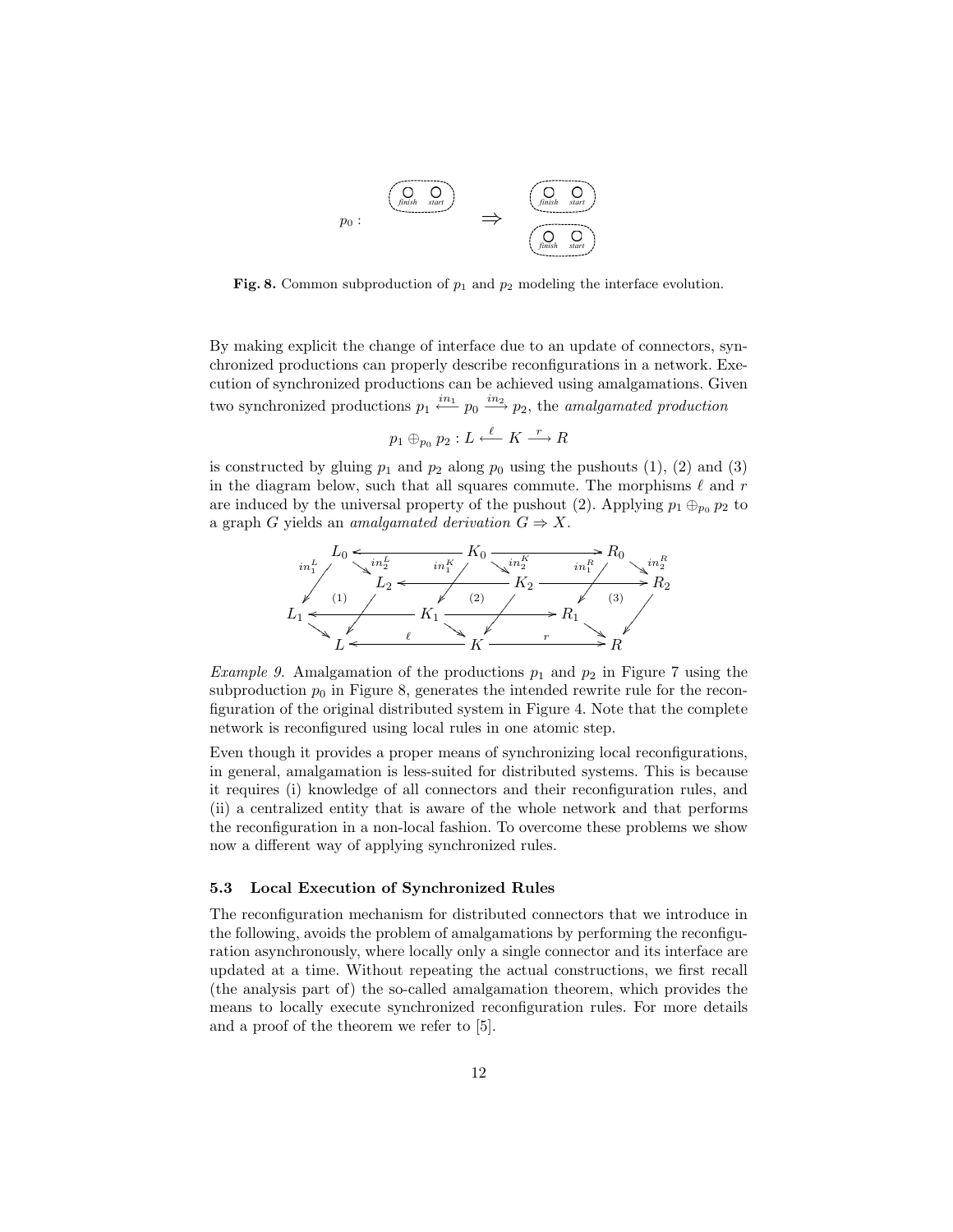$p_0$ : finish start $\Rightarrow$ finish start / finish start

**Fig. 8.** Common subproduction of $p_1$ and $p_2$ modeling the interface evolution.

By making explicit the change of interface due to an update of connectors, synchronized productions can properly describe reconfigurations in a network. Execution of synchronized productions can be achieved using amalgamations. Given two synchronized productions $p_1 \xleftarrow{in_1} p_0 \xrightarrow{in_2} p_2$, the *amalgamated production*

$$p_1 \oplus_{p_0} p_2 : L \xleftarrow{\ \ell\ } K \xrightarrow{\ r\ } R$$

is constructed by gluing $p_1$ and $p_2$ along $p_0$ using the pushouts (1), (2) and (3) in the diagram below, such that all squares commute. The morphisms $\ell$ and $r$ are induced by the universal property of the pushout (2). Applying $p_1 \oplus_{p_0} p_2$ to a graph $G$ yields an *amalgamated derivation* $G \Rightarrow X$.

$$
\begin{array}{ccccc}
L_0 & \longleftarrow & K_0 & \longrightarrow & R_0 \\
\downarrow in_1^L \searrow in_2^L & & \downarrow in_1^K \searrow in_2^K & & \downarrow in_1^R \searrow in_2^R \\
L_1 \quad (1) \quad L_2 & \longleftarrow & K_1 \quad (2) \quad K_2 & \longrightarrow & R_1 \quad (3) \quad R_2 \\
\searrow \swarrow & & \searrow \swarrow & & \searrow \swarrow \\
L & \xleftarrow{\ \ell\ } & K & \xrightarrow{\ r\ } & R
\end{array}
$$

*Example 9.* Amalgamation of the productions $p_1$ and $p_2$ in Figure 7 using the subproduction $p_0$ in Figure 8, generates the intended rewrite rule for the reconfiguration of the original distributed system in Figure 4. Note that the complete network is reconfigured using local rules in one atomic step.

Even though it provides a proper means of synchronizing local reconfigurations, in general, amalgamation is less-suited for distributed systems. This is because it requires (i) knowledge of all connectors and their reconfiguration rules, and (ii) a centralized entity that is aware of the whole network and that performs the reconfiguration in a non-local fashion. To overcome these problems we show now a different way of applying synchronized rules.

### 5.3 Local Execution of Synchronized Rules

The reconfiguration mechanism for distributed connectors that we introduce in the following, avoids the problem of amalgamations by performing the reconfiguration asynchronously, where locally only a single connector and its interface are updated at a time. Without repeating the actual constructions, we first recall (the analysis part of) the so-called amalgamation theorem, which provides the means to locally execute synchronized reconfiguration rules. For more details and a proof of the theorem we refer to [5].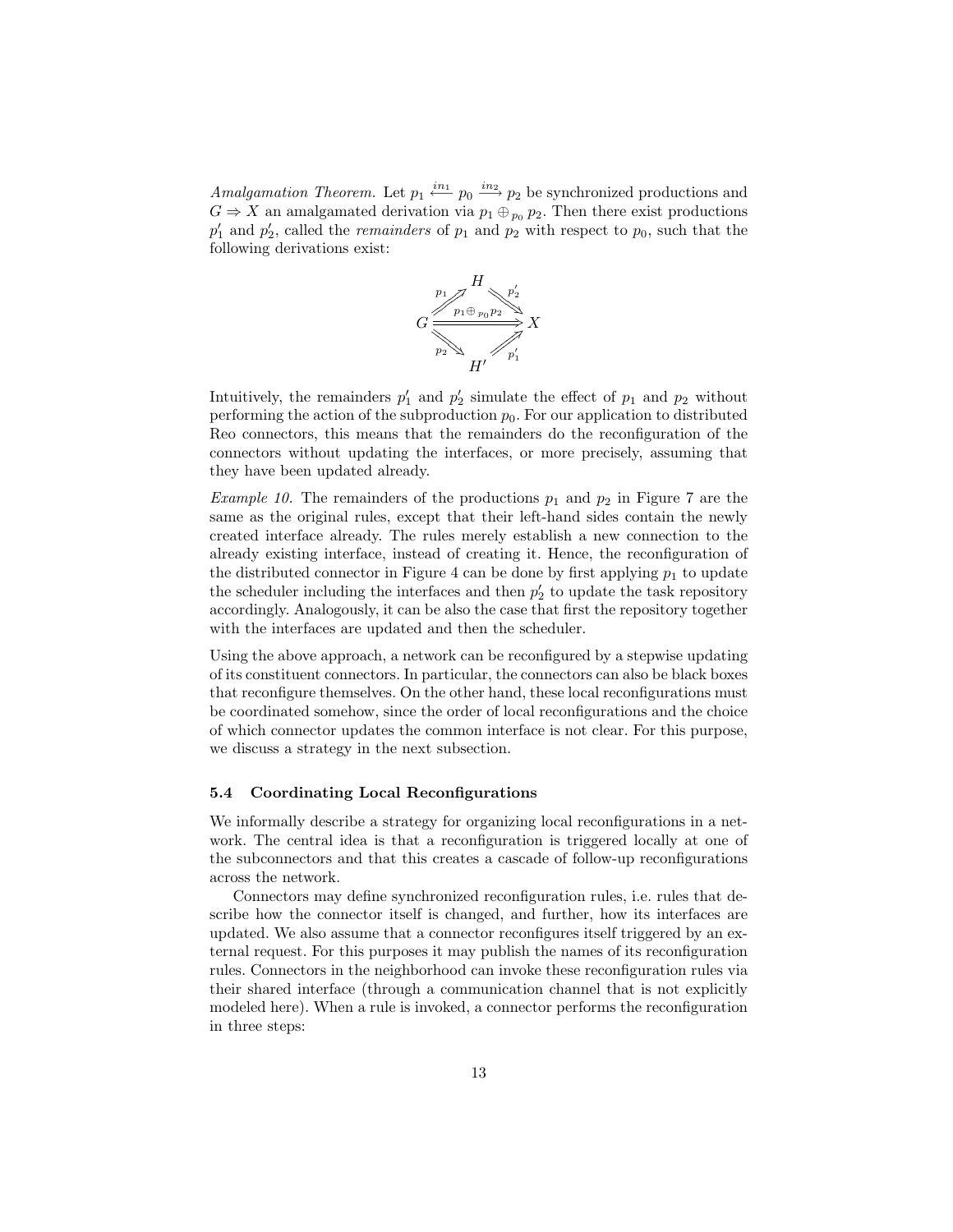*Amalgamation Theorem.* Let $p_1 \xleftarrow{in_1} p_0 \xrightarrow{in_2} p_2$ be synchronized productions and $G \Rightarrow X$ an amalgamated derivation via $p_1 \oplus_{p_0} p_2$. Then there exist productions $p_1'$ and $p_2'$, called the *remainders* of $p_1$ and $p_2$ with respect to $p_0$, such that the following derivations exist:

$$G \overset{p_1}{\Longrightarrow} H \overset{p_2'}{\Longrightarrow} X \qquad G \overset{p_1 \oplus_{p_0} p_2}{\Longrightarrow} X \qquad G \overset{p_2}{\Longrightarrow} H' \overset{p_1'}{\Longrightarrow} X$$

Intuitively, the remainders $p_1'$ and $p_2'$ simulate the effect of $p_1$ and $p_2$ without performing the action of the subproduction $p_0$. For our application to distributed Reo connectors, this means that the remainders do the reconfiguration of the connectors without updating the interfaces, or more precisely, assuming that they have been updated already.

*Example 10.* The remainders of the productions $p_1$ and $p_2$ in Figure 7 are the same as the original rules, except that their left-hand sides contain the newly created interface already. The rules merely establish a new connection to the already existing interface, instead of creating it. Hence, the reconfiguration of the distributed connector in Figure 4 can be done by first applying $p_1$ to update the scheduler including the interfaces and then $p_2'$ to update the task repository accordingly. Analogously, it can be also the case that first the repository together with the interfaces are updated and then the scheduler.

Using the above approach, a network can be reconfigured by a stepwise updating of its constituent connectors. In particular, the connectors can also be black boxes that reconfigure themselves. On the other hand, these local reconfigurations must be coordinated somehow, since the order of local reconfigurations and the choice of which connector updates the common interface is not clear. For this purpose, we discuss a strategy in the next subsection.

### 5.4 Coordinating Local Reconfigurations

We informally describe a strategy for organizing local reconfigurations in a network. The central idea is that a reconfiguration is triggered locally at one of the subconnectors and that this creates a cascade of follow-up reconfigurations across the network.

Connectors may define synchronized reconfiguration rules, i.e. rules that describe how the connector itself is changed, and further, how its interfaces are updated. We also assume that a connector reconfigures itself triggered by an external request. For this purposes it may publish the names of its reconfiguration rules. Connectors in the neighborhood can invoke these reconfiguration rules via their shared interface (through a communication channel that is not explicitly modeled here). When a rule is invoked, a connector performs the reconfiguration in three steps: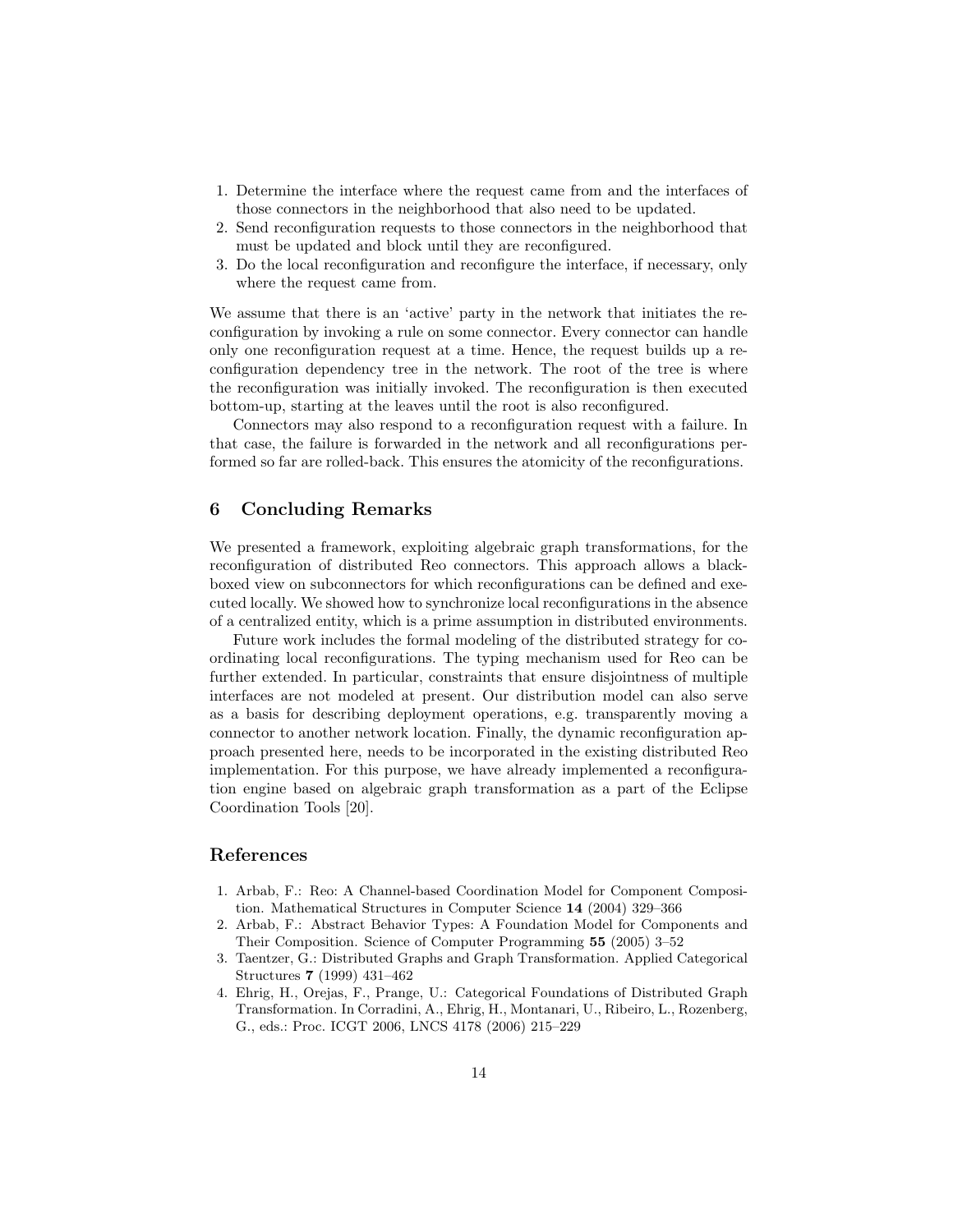1. Determine the interface where the request came from and the interfaces of those connectors in the neighborhood that also need to be updated.
2. Send reconfiguration requests to those connectors in the neighborhood that must be updated and block until they are reconfigured.
3. Do the local reconfiguration and reconfigure the interface, if necessary, only where the request came from.

We assume that there is an 'active' party in the network that initiates the reconfiguration by invoking a rule on some connector. Every connector can handle only one reconfiguration request at a time. Hence, the request builds up a reconfiguration dependency tree in the network. The root of the tree is where the reconfiguration was initially invoked. The reconfiguration is then executed bottom-up, starting at the leaves until the root is also reconfigured.

Connectors may also respond to a reconfiguration request with a failure. In that case, the failure is forwarded in the network and all reconfigurations performed so far are rolled-back. This ensures the atomicity of the reconfigurations.

## 6 Concluding Remarks

We presented a framework, exploiting algebraic graph transformations, for the reconfiguration of distributed Reo connectors. This approach allows a black-boxed view on subconnectors for which reconfigurations can be defined and executed locally. We showed how to synchronize local reconfigurations in the absence of a centralized entity, which is a prime assumption in distributed environments.

Future work includes the formal modeling of the distributed strategy for coordinating local reconfigurations. The typing mechanism used for Reo can be further extended. In particular, constraints that ensure disjointness of multiple interfaces are not modeled at present. Our distribution model can also serve as a basis for describing deployment operations, e.g. transparently moving a connector to another network location. Finally, the dynamic reconfiguration approach presented here, needs to be incorporated in the existing distributed Reo implementation. For this purpose, we have already implemented a reconfiguration engine based on algebraic graph transformation as a part of the Eclipse Coordination Tools [20].

## References

1. Arbab, F.: Reo: A Channel-based Coordination Model for Component Composition. Mathematical Structures in Computer Science **14** (2004) 329–366
2. Arbab, F.: Abstract Behavior Types: A Foundation Model for Components and Their Composition. Science of Computer Programming **55** (2005) 3–52
3. Taentzer, G.: Distributed Graphs and Graph Transformation. Applied Categorical Structures **7** (1999) 431–462
4. Ehrig, H., Orejas, F., Prange, U.: Categorical Foundations of Distributed Graph Transformation. In Corradini, A., Ehrig, H., Montanari, U., Ribeiro, L., Rozenberg, G., eds.: Proc. ICGT 2006, LNCS 4178 (2006) 215–229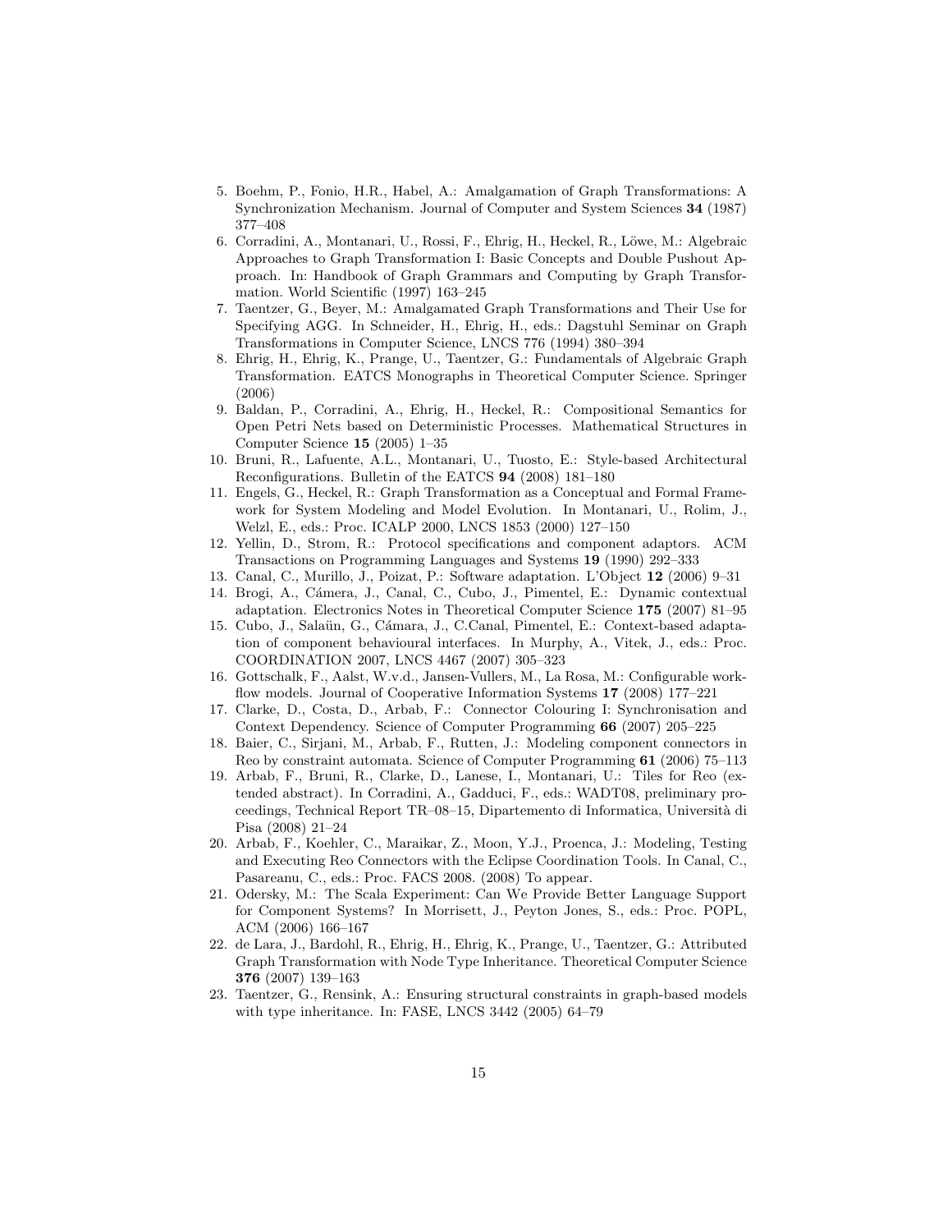5. Boehm, P., Fonio, H.R., Habel, A.: Amalgamation of Graph Transformations: A Synchronization Mechanism. Journal of Computer and System Sciences **34** (1987) 377–408
6. Corradini, A., Montanari, U., Rossi, F., Ehrig, H., Heckel, R., Löwe, M.: Algebraic Approaches to Graph Transformation I: Basic Concepts and Double Pushout Approach. In: Handbook of Graph Grammars and Computing by Graph Transformation. World Scientific (1997) 163–245
7. Taentzer, G., Beyer, M.: Amalgamated Graph Transformations and Their Use for Specifying AGG. In Schneider, H., Ehrig, H., eds.: Dagstuhl Seminar on Graph Transformations in Computer Science, LNCS 776 (1994) 380–394
8. Ehrig, H., Ehrig, K., Prange, U., Taentzer, G.: Fundamentals of Algebraic Graph Transformation. EATCS Monographs in Theoretical Computer Science. Springer (2006)
9. Baldan, P., Corradini, A., Ehrig, H., Heckel, R.: Compositional Semantics for Open Petri Nets based on Deterministic Processes. Mathematical Structures in Computer Science **15** (2005) 1–35
10. Bruni, R., Lafuente, A.L., Montanari, U., Tuosto, E.: Style-based Architectural Reconfigurations. Bulletin of the EATCS **94** (2008) 181–180
11. Engels, G., Heckel, R.: Graph Transformation as a Conceptual and Formal Framework for System Modeling and Model Evolution. In Montanari, U., Rolim, J., Welzl, E., eds.: Proc. ICALP 2000, LNCS 1853 (2000) 127–150
12. Yellin, D., Strom, R.: Protocol specifications and component adaptors. ACM Transactions on Programming Languages and Systems **19** (1990) 292–333
13. Canal, C., Murillo, J., Poizat, P.: Software adaptation. L'Object **12** (2006) 9–31
14. Brogi, A., Cámera, J., Canal, C., Cubo, J., Pimentel, E.: Dynamic contextual adaptation. Electronics Notes in Theoretical Computer Science **175** (2007) 81–95
15. Cubo, J., Salaün, G., Cámara, J., C.Canal, Pimentel, E.: Context-based adaptation of component behavioural interfaces. In Murphy, A., Vitek, J., eds.: Proc. COORDINATION 2007, LNCS 4467 (2007) 305–323
16. Gottschalk, F., Aalst, W.v.d., Jansen-Vullers, M., La Rosa, M.: Configurable workflow models. Journal of Cooperative Information Systems **17** (2008) 177–221
17. Clarke, D., Costa, D., Arbab, F.: Connector Colouring I: Synchronisation and Context Dependency. Science of Computer Programming **66** (2007) 205–225
18. Baier, C., Sirjani, M., Arbab, F., Rutten, J.: Modeling component connectors in Reo by constraint automata. Science of Computer Programming **61** (2006) 75–113
19. Arbab, F., Bruni, R., Clarke, D., Lanese, I., Montanari, U.: Tiles for Reo (extended abstract). In Corradini, A., Gadduci, F., eds.: WADT08, preliminary proceedings, Technical Report TR–08–15, Dipartemento di Informatica, Università di Pisa (2008) 21–24
20. Arbab, F., Koehler, C., Maraikar, Z., Moon, Y.J., Proenca, J.: Modeling, Testing and Executing Reo Connectors with the Eclipse Coordination Tools. In Canal, C., Pasareanu, C., eds.: Proc. FACS 2008. (2008) To appear.
21. Odersky, M.: The Scala Experiment: Can We Provide Better Language Support for Component Systems? In Morrisett, J., Peyton Jones, S., eds.: Proc. POPL, ACM (2006) 166–167
22. de Lara, J., Bardohl, R., Ehrig, H., Ehrig, K., Prange, U., Taentzer, G.: Attributed Graph Transformation with Node Type Inheritance. Theoretical Computer Science **376** (2007) 139–163
23. Taentzer, G., Rensink, A.: Ensuring structural constraints in graph-based models with type inheritance. In: FASE, LNCS 3442 (2005) 64–79